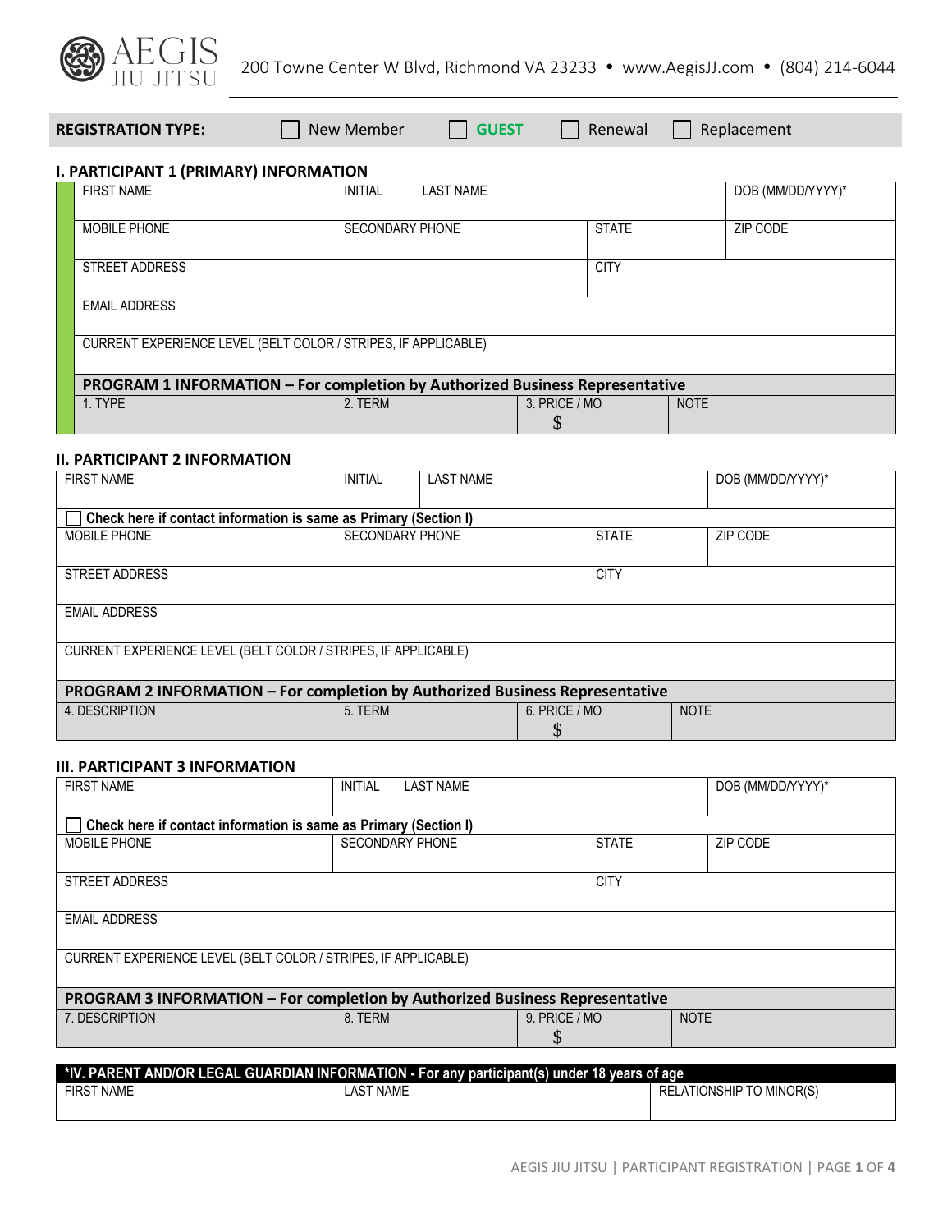AEGIS JIU JITSU

200 Towne Center W Blvd, Richmond VA 23233 • www.AegisJJ.com • (804) 214-6044

**REGISTRATION TYPE:** ☐ New Member ☐ **GUEST** ☐ Renewal ☐ Replacement

### I. PARTICIPANT 1 (PRIMARY) INFORMATION

| FIRST NAME | INITIAL | LAST NAME | | DOB (MM/DD/YYYY)* |
|---|---|---|---|---|
| MOBILE PHONE | SECONDARY PHONE | | STATE | ZIP CODE |
| STREET ADDRESS | | | CITY | |
| EMAIL ADDRESS | | | | |
| CURRENT EXPERIENCE LEVEL (BELT COLOR / STRIPES, IF APPLICABLE) | | | | |
| **PROGRAM 1 INFORMATION – For completion by Authorized Business Representative** | | | | |
| 1. TYPE | 2. TERM | 3. PRICE / MO $ | NOTE | |

### II. PARTICIPANT 2 INFORMATION

| FIRST NAME | INITIAL | LAST NAME | | DOB (MM/DD/YYYY)* |
|---|---|---|---|---|
| ☐ **Check here if contact information is same as Primary (Section I)** | | | | |
| MOBILE PHONE | SECONDARY PHONE | | STATE | ZIP CODE |
| STREET ADDRESS | | | CITY | |
| EMAIL ADDRESS | | | | |
| CURRENT EXPERIENCE LEVEL (BELT COLOR / STRIPES, IF APPLICABLE) | | | | |
| **PROGRAM 2 INFORMATION – For completion by Authorized Business Representative** | | | | |
| 4. DESCRIPTION | 5. TERM | 6. PRICE / MO $ | NOTE | |

### III. PARTICIPANT 3 INFORMATION

| FIRST NAME | INITIAL | LAST NAME | | DOB (MM/DD/YYYY)* |
|---|---|---|---|---|
| ☐ **Check here if contact information is same as Primary (Section I)** | | | | |
| MOBILE PHONE | SECONDARY PHONE | | STATE | ZIP CODE |
| STREET ADDRESS | | | CITY | |
| EMAIL ADDRESS | | | | |
| CURRENT EXPERIENCE LEVEL (BELT COLOR / STRIPES, IF APPLICABLE) | | | | |
| **PROGRAM 3 INFORMATION – For completion by Authorized Business Representative** | | | | |
| 7. DESCRIPTION | 8. TERM | 9. PRICE / MO $ | NOTE | |

| **\*IV. PARENT AND/OR LEGAL GUARDIAN INFORMATION - For any participant(s) under 18 years of age** | | |
|---|---|---|
| FIRST NAME | LAST NAME | RELATIONSHIP TO MINOR(S) |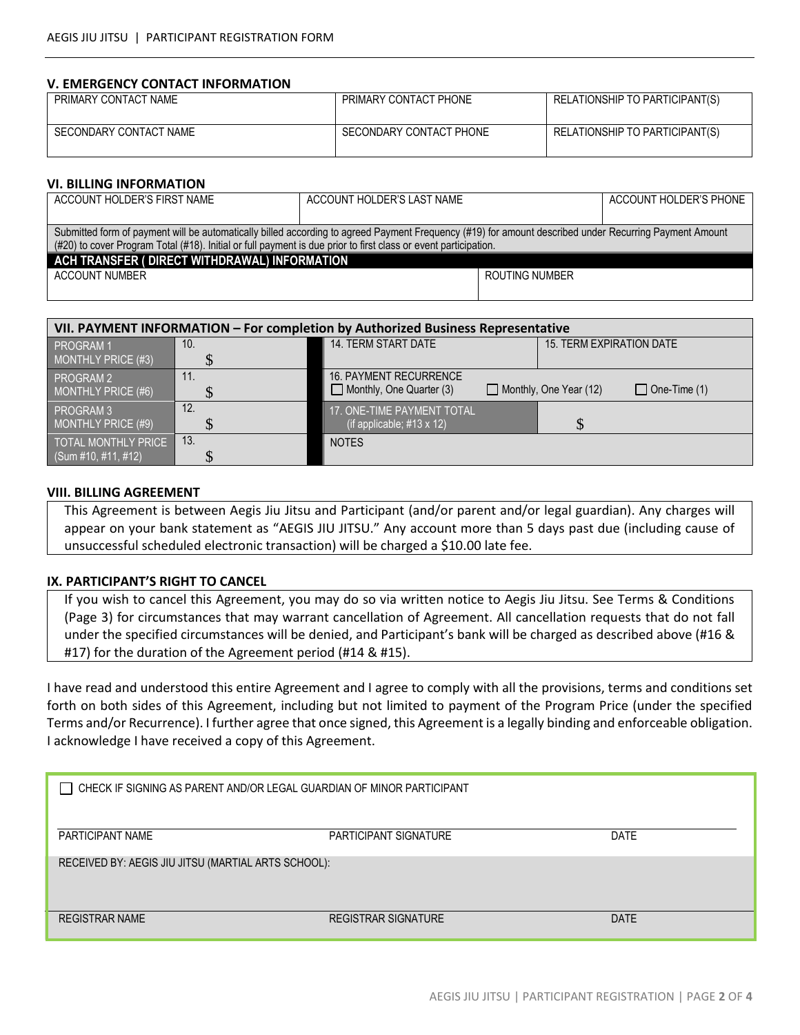### V. EMERGENCY CONTACT INFORMATION

| PRIMARY CONTACT NAME | PRIMARY CONTACT PHONE | RELATIONSHIP TO PARTICIPANT(S) |
|---|---|---|
| SECONDARY CONTACT NAME | SECONDARY CONTACT PHONE | RELATIONSHIP TO PARTICIPANT(S) |

### VI. BILLING INFORMATION

| ACCOUNT HOLDER'S FIRST NAME | ACCOUNT HOLDER'S LAST NAME | ACCOUNT HOLDER'S PHONE |
|---|---|---|

Submitted form of payment will be automatically billed according to agreed Payment Frequency (#19) for amount described under Recurring Payment Amount (#20) to cover Program Total (#18). Initial or full payment is due prior to first class or event participation.

**ACH TRANSFER ( DIRECT WITHDRAWAL) INFORMATION**

| ACCOUNT NUMBER | ROUTING NUMBER |
|---|---|

| VII. PAYMENT INFORMATION – For completion by Authorized Business Representative | | | |
|---|---|---|---|
| PROGRAM 1 MONTHLY PRICE (#3) | 10. $ | 14. TERM START DATE | 15. TERM EXPIRATION DATE |
| PROGRAM 2 MONTHLY PRICE (#6) | 11. $ | 16. PAYMENT RECURRENCE ☐ Monthly, One Quarter (3) ☐ Monthly, One Year (12) ☐ One-Time (1) | |
| PROGRAM 3 MONTHLY PRICE (#9) | 12. $ | 17. ONE-TIME PAYMENT TOTAL (if applicable; #13 x 12) | $ |
| TOTAL MONTHLY PRICE (Sum #10, #11, #12) | 13. $ | NOTES | |

### VIII. BILLING AGREEMENT

This Agreement is between Aegis Jiu Jitsu and Participant (and/or parent and/or legal guardian). Any charges will appear on your bank statement as "AEGIS JIU JITSU." Any account more than 5 days past due (including cause of unsuccessful scheduled electronic transaction) will be charged a $10.00 late fee.

### IX. PARTICIPANT'S RIGHT TO CANCEL

If you wish to cancel this Agreement, you may do so via written notice to Aegis Jiu Jitsu. See Terms & Conditions (Page 3) for circumstances that may warrant cancellation of Agreement. All cancellation requests that do not fall under the specified circumstances will be denied, and Participant's bank will be charged as described above (#16 & #17) for the duration of the Agreement period (#14 & #15).

I have read and understood this entire Agreement and I agree to comply with all the provisions, terms and conditions set forth on both sides of this Agreement, including but not limited to payment of the Program Price (under the specified Terms and/or Recurrence). I further agree that once signed, this Agreement is a legally binding and enforceable obligation. I acknowledge I have received a copy of this Agreement.

☐ CHECK IF SIGNING AS PARENT AND/OR LEGAL GUARDIAN OF MINOR PARTICIPANT

| PARTICIPANT NAME | PARTICIPANT SIGNATURE | DATE |
|---|---|---|

RECEIVED BY: AEGIS JIU JITSU (MARTIAL ARTS SCHOOL):

| REGISTRAR NAME | REGISTRAR SIGNATURE | DATE |
|---|---|---|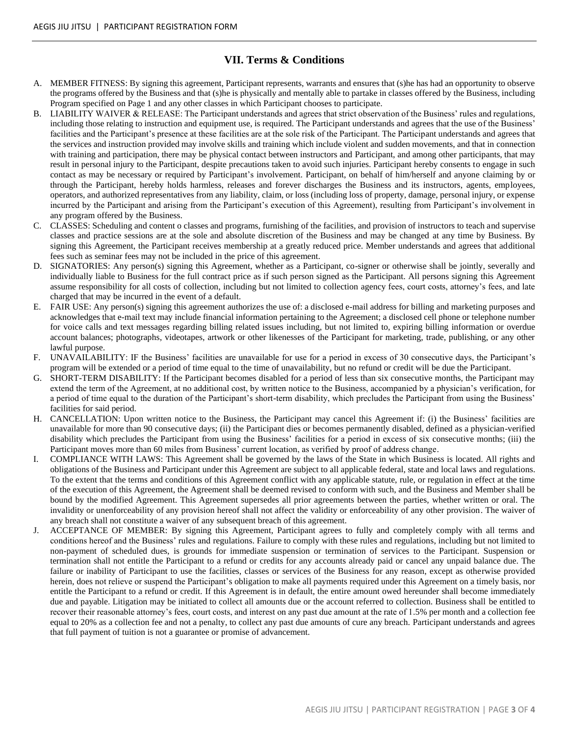## VII. Terms & Conditions

A. MEMBER FITNESS: By signing this agreement, Participant represents, warrants and ensures that (s)he has had an opportunity to observe the programs offered by the Business and that (s)he is physically and mentally able to partake in classes offered by the Business, including Program specified on Page 1 and any other classes in which Participant chooses to participate.

B. LIABILITY WAIVER & RELEASE: The Participant understands and agrees that strict observation of the Business' rules and regulations, including those relating to instruction and equipment use, is required. The Participant understands and agrees that the use of the Business' facilities and the Participant's presence at these facilities are at the sole risk of the Participant. The Participant understands and agrees that the services and instruction provided may involve skills and training which include violent and sudden movements, and that in connection with training and participation, there may be physical contact between instructors and Participant, and among other participants, that may result in personal injury to the Participant, despite precautions taken to avoid such injuries. Participant hereby consents to engage in such contact as may be necessary or required by Participant's involvement. Participant, on behalf of him/herself and anyone claiming by or through the Participant, hereby holds harmless, releases and forever discharges the Business and its instructors, agents, employees, operators, and authorized representatives from any liability, claim, or loss (including loss of property, damage, personal injury, or expense incurred by the Participant and arising from the Participant's execution of this Agreement), resulting from Participant's involvement in any program offered by the Business.

C. CLASSES: Scheduling and content o classes and programs, furnishing of the facilities, and provision of instructors to teach and supervise classes and practice sessions are at the sole and absolute discretion of the Business and may be changed at any time by Business. By signing this Agreement, the Participant receives membership at a greatly reduced price. Member understands and agrees that additional fees such as seminar fees may not be included in the price of this agreement.

D. SIGNATORIES: Any person(s) signing this Agreement, whether as a Participant, co-signer or otherwise shall be jointly, severally and individually liable to Business for the full contract price as if such person signed as the Participant. All persons signing this Agreement assume responsibility for all costs of collection, including but not limited to collection agency fees, court costs, attorney's fees, and late charged that may be incurred in the event of a default.

E. FAIR USE: Any person(s) signing this agreement authorizes the use of: a disclosed e-mail address for billing and marketing purposes and acknowledges that e-mail text may include financial information pertaining to the Agreement; a disclosed cell phone or telephone number for voice calls and text messages regarding billing related issues including, but not limited to, expiring billing information or overdue account balances; photographs, videotapes, artwork or other likenesses of the Participant for marketing, trade, publishing, or any other lawful purpose.

F. UNAVAILABILITY: IF the Business' facilities are unavailable for use for a period in excess of 30 consecutive days, the Participant's program will be extended or a period of time equal to the time of unavailability, but no refund or credit will be due the Participant.

G. SHORT-TERM DISABILITY: If the Participant becomes disabled for a period of less than six consecutive months, the Participant may extend the term of the Agreement, at no additional cost, by written notice to the Business, accompanied by a physician's verification, for a period of time equal to the duration of the Participant's short-term disability, which precludes the Participant from using the Business' facilities for said period.

H. CANCELLATION: Upon written notice to the Business, the Participant may cancel this Agreement if: (i) the Business' facilities are unavailable for more than 90 consecutive days; (ii) the Participant dies or becomes permanently disabled, defined as a physician-verified disability which precludes the Participant from using the Business' facilities for a period in excess of six consecutive months; (iii) the Participant moves more than 60 miles from Business' current location, as verified by proof of address change.

I. COMPLIANCE WITH LAWS: This Agreement shall be governed by the laws of the State in which Business is located. All rights and obligations of the Business and Participant under this Agreement are subject to all applicable federal, state and local laws and regulations. To the extent that the terms and conditions of this Agreement conflict with any applicable statute, rule, or regulation in effect at the time of the execution of this Agreement, the Agreement shall be deemed revised to conform with such, and the Business and Member shall be bound by the modified Agreement. This Agreement supersedes all prior agreements between the parties, whether written or oral. The invalidity or unenforceability of any provision hereof shall not affect the validity or enforceability of any other provision. The waiver of any breach shall not constitute a waiver of any subsequent breach of this agreement.

J. ACCEPTANCE OF MEMBER: By signing this Agreement, Participant agrees to fully and completely comply with all terms and conditions hereof and the Business' rules and regulations. Failure to comply with these rules and regulations, including but not limited to non-payment of scheduled dues, is grounds for immediate suspension or termination of services to the Participant. Suspension or termination shall not entitle the Participant to a refund or credits for any accounts already paid or cancel any unpaid balance due. The failure or inability of Participant to use the facilities, classes or services of the Business for any reason, except as otherwise provided herein, does not relieve or suspend the Participant's obligation to make all payments required under this Agreement on a timely basis, nor entitle the Participant to a refund or credit. If this Agreement is in default, the entire amount owed hereunder shall become immediately due and payable. Litigation may be initiated to collect all amounts due or the account referred to collection. Business shall be entitled to recover their reasonable attorney's fees, court costs, and interest on any past due amount at the rate of 1.5% per month and a collection fee equal to 20% as a collection fee and not a penalty, to collect any past due amounts of cure any breach. Participant understands and agrees that full payment of tuition is not a guarantee or promise of advancement.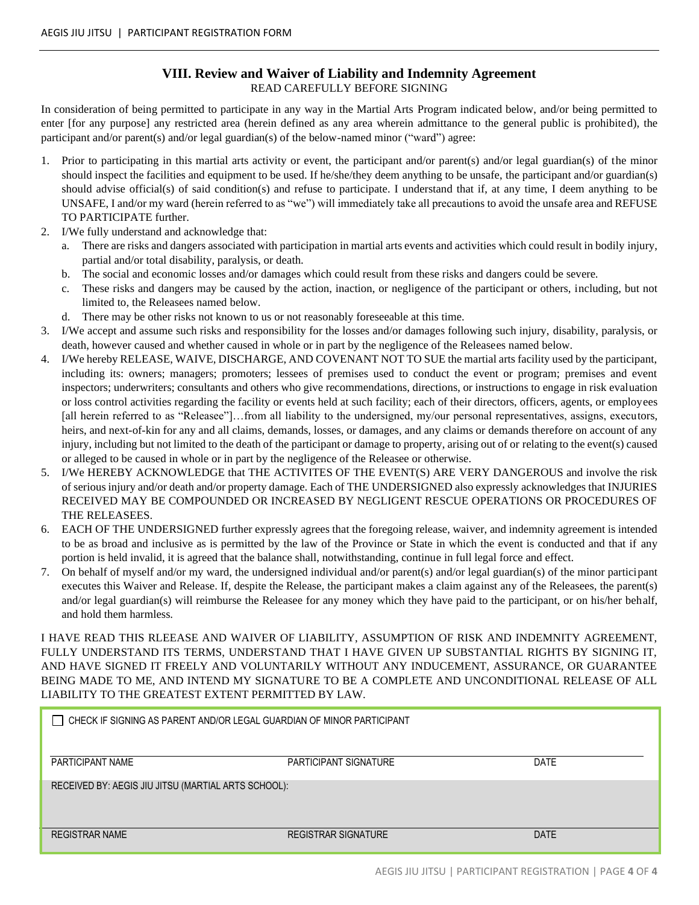## VIII. Review and Waiver of Liability and Indemnity Agreement

READ CAREFULLY BEFORE SIGNING

In consideration of being permitted to participate in any way in the Martial Arts Program indicated below, and/or being permitted to enter [for any purpose] any restricted area (herein defined as any area wherein admittance to the general public is prohibited), the participant and/or parent(s) and/or legal guardian(s) of the below-named minor ("ward") agree:

1. Prior to participating in this martial arts activity or event, the participant and/or parent(s) and/or legal guardian(s) of the minor should inspect the facilities and equipment to be used. If he/she/they deem anything to be unsafe, the participant and/or guardian(s) should advise official(s) of said condition(s) and refuse to participate. I understand that if, at any time, I deem anything to be UNSAFE, I and/or my ward (herein referred to as "we") will immediately take all precautions to avoid the unsafe area and REFUSE TO PARTICIPATE further.
2. I/We fully understand and acknowledge that:
   a. There are risks and dangers associated with participation in martial arts events and activities which could result in bodily injury, partial and/or total disability, paralysis, or death.
   b. The social and economic losses and/or damages which could result from these risks and dangers could be severe.
   c. These risks and dangers may be caused by the action, inaction, or negligence of the participant or others, including, but not limited to, the Releasees named below.
   d. There may be other risks not known to us or not reasonably foreseeable at this time.
3. I/We accept and assume such risks and responsibility for the losses and/or damages following such injury, disability, paralysis, or death, however caused and whether caused in whole or in part by the negligence of the Releasees named below.
4. I/We hereby RELEASE, WAIVE, DISCHARGE, AND COVENANT NOT TO SUE the martial arts facility used by the participant, including its: owners; managers; promoters; lessees of premises used to conduct the event or program; premises and event inspectors; underwriters; consultants and others who give recommendations, directions, or instructions to engage in risk evaluation or loss control activities regarding the facility or events held at such facility; each of their directors, officers, agents, or employees [all herein referred to as "Releasee"]…from all liability to the undersigned, my/our personal representatives, assigns, executors, heirs, and next-of-kin for any and all claims, demands, losses, or damages, and any claims or demands therefore on account of any injury, including but not limited to the death of the participant or damage to property, arising out of or relating to the event(s) caused or alleged to be caused in whole or in part by the negligence of the Releasee or otherwise.
5. I/We HEREBY ACKNOWLEDGE that THE ACTIVITES OF THE EVENT(S) ARE VERY DANGEROUS and involve the risk of serious injury and/or death and/or property damage. Each of THE UNDERSIGNED also expressly acknowledges that INJURIES RECEIVED MAY BE COMPOUNDED OR INCREASED BY NEGLIGENT RESCUE OPERATIONS OR PROCEDURES OF THE RELEASEES.
6. EACH OF THE UNDERSIGNED further expressly agrees that the foregoing release, waiver, and indemnity agreement is intended to be as broad and inclusive as is permitted by the law of the Province or State in which the event is conducted and that if any portion is held invalid, it is agreed that the balance shall, notwithstanding, continue in full legal force and effect.
7. On behalf of myself and/or my ward, the undersigned individual and/or parent(s) and/or legal guardian(s) of the minor participant executes this Waiver and Release. If, despite the Release, the participant makes a claim against any of the Releasees, the parent(s) and/or legal guardian(s) will reimburse the Releasee for any money which they have paid to the participant, or on his/her behalf, and hold them harmless.

I HAVE READ THIS RLEEASE AND WAIVER OF LIABILITY, ASSUMPTION OF RISK AND INDEMNITY AGREEMENT, FULLY UNDERSTAND ITS TERMS, UNDERSTAND THAT I HAVE GIVEN UP SUBSTANTIAL RIGHTS BY SIGNING IT, AND HAVE SIGNED IT FREELY AND VOLUNTARILY WITHOUT ANY INDUCEMENT, ASSURANCE, OR GUARANTEE BEING MADE TO ME, AND INTEND MY SIGNATURE TO BE A COMPLETE AND UNCONDITIONAL RELEASE OF ALL LIABILITY TO THE GREATEST EXTENT PERMITTED BY LAW.

☐ CHECK IF SIGNING AS PARENT AND/OR LEGAL GUARDIAN OF MINOR PARTICIPANT

| PARTICIPANT NAME | PARTICIPANT SIGNATURE | DATE |
|---|---|---|
| | | |

RECEIVED BY: AEGIS JIU JITSU (MARTIAL ARTS SCHOOL):

| REGISTRAR NAME | REGISTRAR SIGNATURE | DATE |
|---|---|---|
| | | |